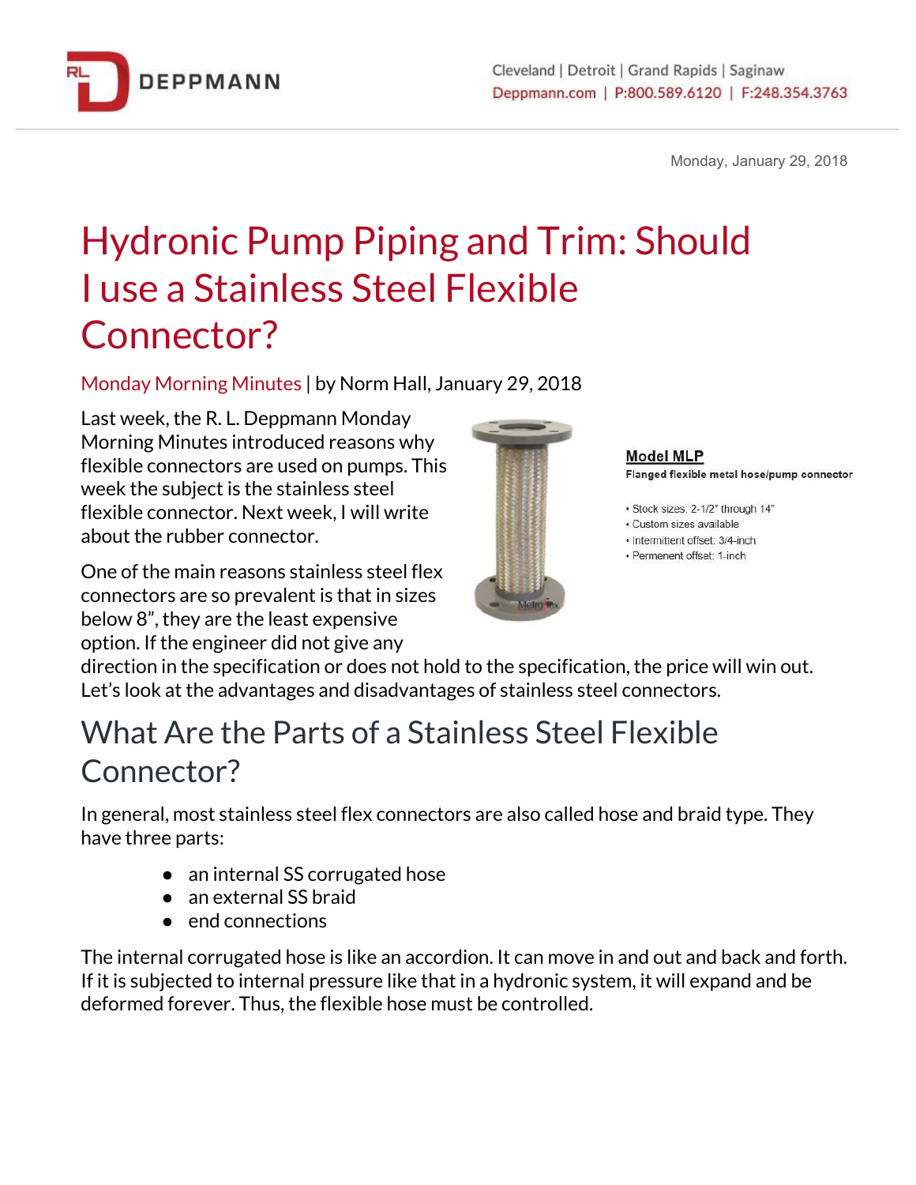# Hydronic Pump Piping and Trim: Should I use a Stainless Steel Flexible Connector?

Monday Morning Minutes | by Norm Hall, January 29, 2018

Last week, the R. L. Deppmann Monday Morning Minutes introduced reasons why flexible connectors are used on pumps. This week the subject is the stainless steel flexible connector. Next week, I will write about the rubber connector.

**Model MLP**
**Flanged flexible metal hose/pump connector**

- Stock sizes: 2-1/2" through 14"
- Custom sizes available
- Intermittent offset: 3/4-inch
- Permenent offset: 1-inch

One of the main reasons stainless steel flex connectors are so prevalent is that in sizes below 8", they are the least expensive option. If the engineer did not give any direction in the specification or does not hold to the specification, the price will win out. Let's look at the advantages and disadvantages of stainless steel connectors.

## What Are the Parts of a Stainless Steel Flexible Connector?

In general, most stainless steel flex connectors are also called hose and braid type. They have three parts:

- an internal SS corrugated hose
- an external SS braid
- end connections

The internal corrugated hose is like an accordion. It can move in and out and back and forth. If it is subjected to internal pressure like that in a hydronic system, it will expand and be deformed forever. Thus, the flexible hose must be controlled.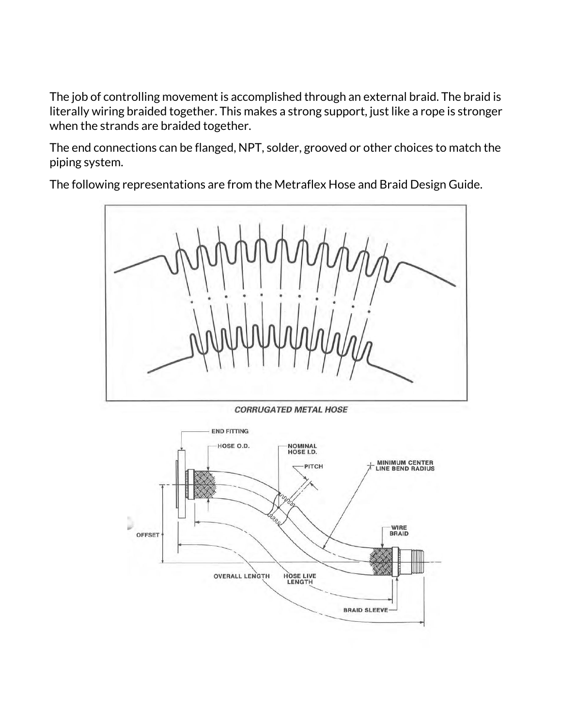The job of controlling movement is accomplished through an external braid. The braid is literally wiring braided together. This makes a strong support, just like a rope is stronger when the strands are braided together.

The end connections can be flanged, NPT, solder, grooved or other choices to match the piping system.

The following representations are from the Metraflex Hose and Braid Design Guide.

*CORRUGATED METAL HOSE*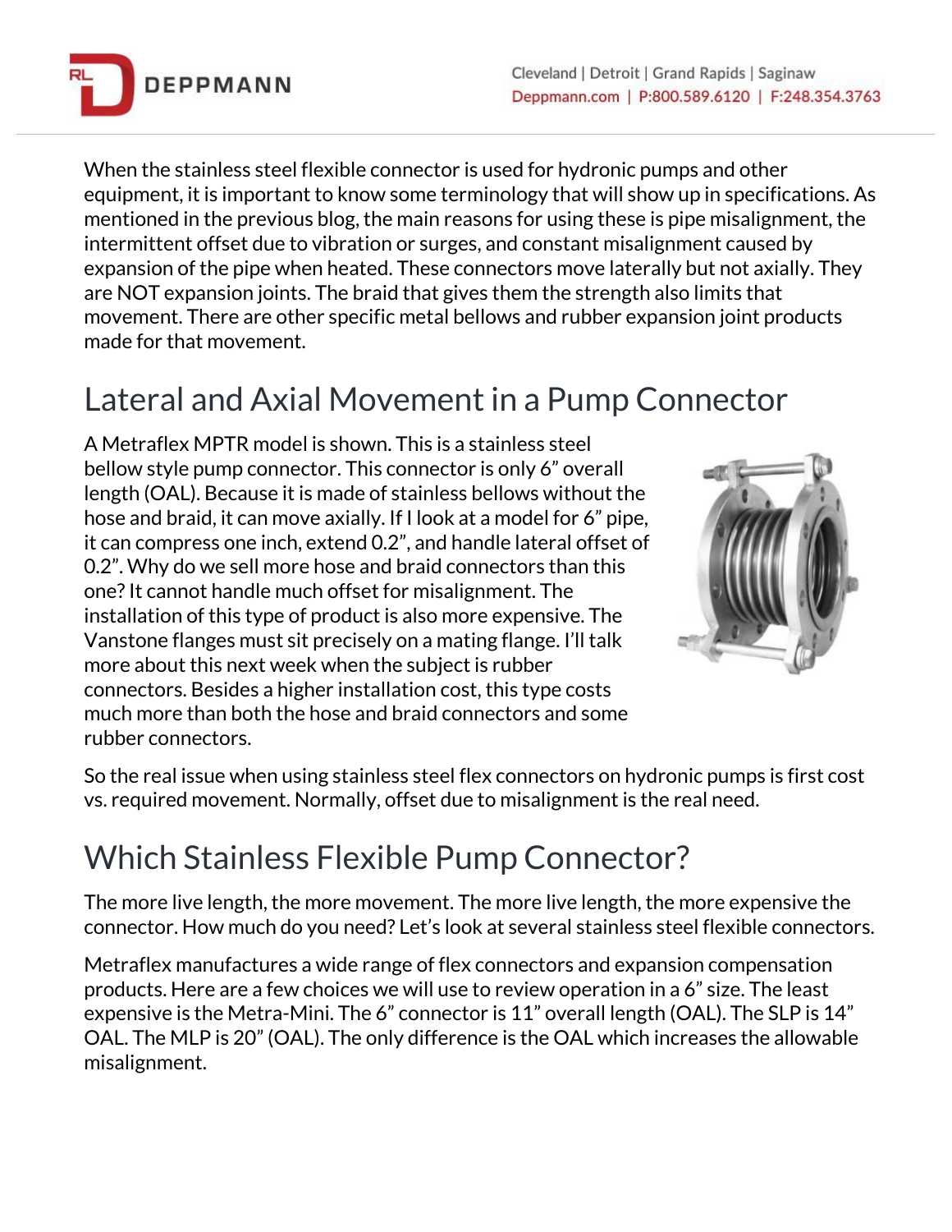When the stainless steel flexible connector is used for hydronic pumps and other equipment, it is important to know some terminology that will show up in specifications. As mentioned in the previous blog, the main reasons for using these is pipe misalignment, the intermittent offset due to vibration or surges, and constant misalignment caused by expansion of the pipe when heated. These connectors move laterally but not axially. They are NOT expansion joints. The braid that gives them the strength also limits that movement. There are other specific metal bellows and rubber expansion joint products made for that movement.

## Lateral and Axial Movement in a Pump Connector

A Metraflex MPTR model is shown. This is a stainless steel bellow style pump connector. This connector is only 6" overall length (OAL). Because it is made of stainless bellows without the hose and braid, it can move axially. If I look at a model for 6" pipe, it can compress one inch, extend 0.2", and handle lateral offset of 0.2". Why do we sell more hose and braid connectors than this one? It cannot handle much offset for misalignment. The installation of this type of product is also more expensive. The Vanstone flanges must sit precisely on a mating flange. I'll talk more about this next week when the subject is rubber connectors. Besides a higher installation cost, this type costs much more than both the hose and braid connectors and some rubber connectors.

So the real issue when using stainless steel flex connectors on hydronic pumps is first cost vs. required movement. Normally, offset due to misalignment is the real need.

## Which Stainless Flexible Pump Connector?

The more live length, the more movement. The more live length, the more expensive the connector. How much do you need? Let's look at several stainless steel flexible connectors.

Metraflex manufactures a wide range of flex connectors and expansion compensation products. Here are a few choices we will use to review operation in a 6" size. The least expensive is the Metra-Mini. The 6" connector is 11" overall length (OAL). The SLP is 14" OAL. The MLP is 20" (OAL). The only difference is the OAL which increases the allowable misalignment.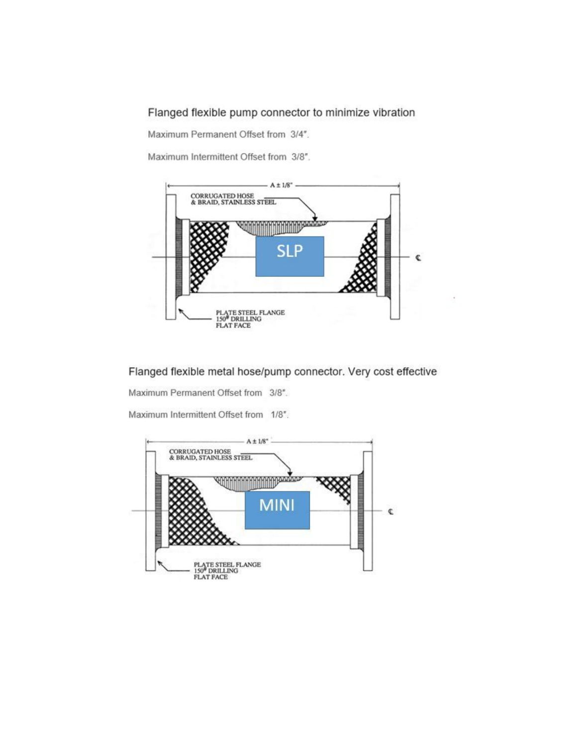Flanged flexible pump connector to minimize vibration

Maximum Permanent Offset from 3/4".

Maximum Intermittent Offset from 3/8".

A ± 1/8"

CORRUGATED HOSE & BRAID, STAINLESS STEEL

SLP

PLATE STEEL FLANGE 150# DRILLING FLAT FACE

Flanged flexible metal hose/pump connector. Very cost effective

Maximum Permanent Offset from 3/8".

Maximum Intermittent Offset from 1/8".

A ± 1/8"

CORRUGATED HOSE & BRAID, STAINLESS STEEL

MINI

PLATE STEEL FLANGE 150# DRILLING FLAT FACE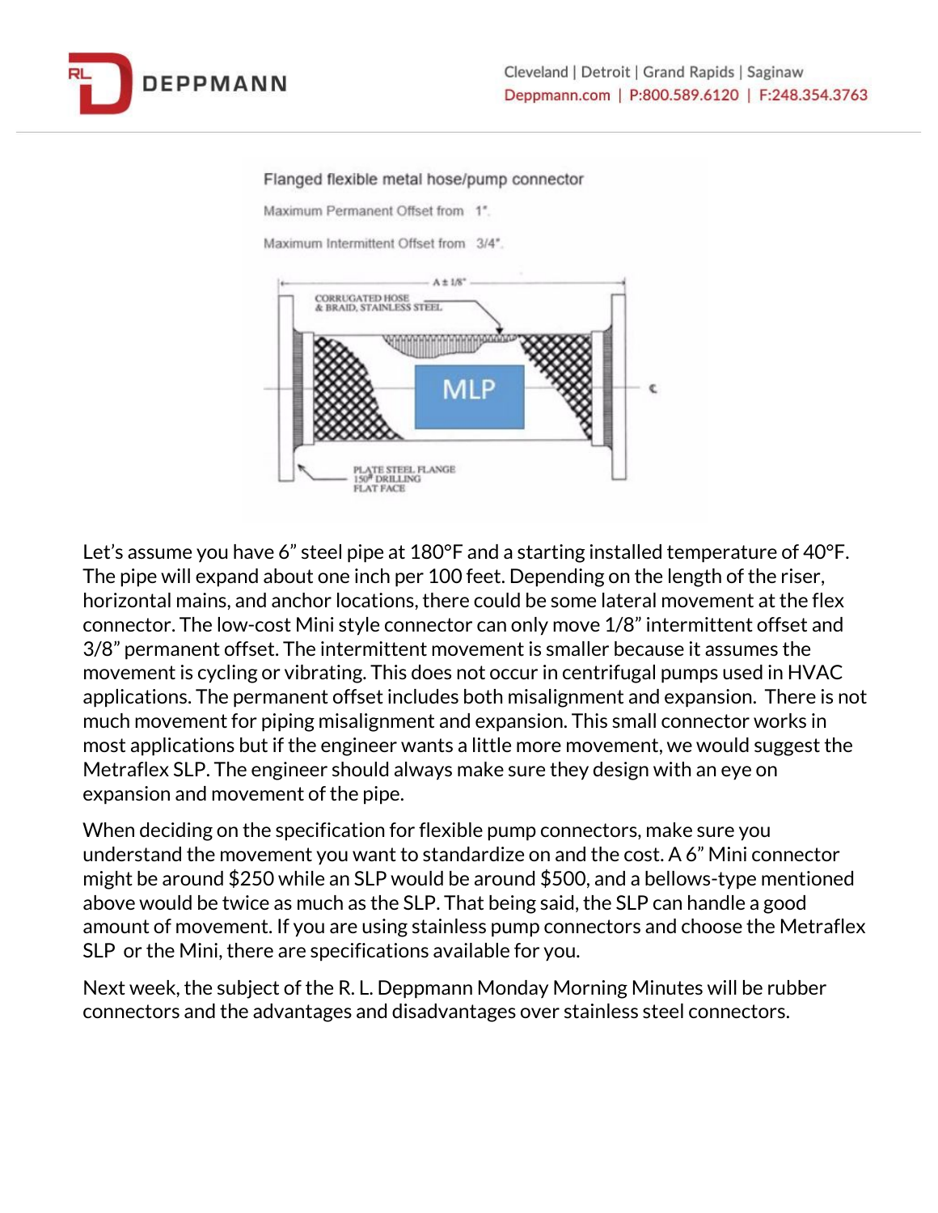Flanged flexible metal hose/pump connector

Maximum Permanent Offset from 1".

Maximum Intermittent Offset from 3/4".

A ± 1/8"

CORRUGATED HOSE & BRAID, STAINLESS STEEL

MLP

PLATE STEEL FLANGE 150# DRILLING FLAT FACE

Let's assume you have 6" steel pipe at 180°F and a starting installed temperature of 40°F. The pipe will expand about one inch per 100 feet. Depending on the length of the riser, horizontal mains, and anchor locations, there could be some lateral movement at the flex connector. The low-cost Mini style connector can only move 1/8" intermittent offset and 3/8" permanent offset. The intermittent movement is smaller because it assumes the movement is cycling or vibrating. This does not occur in centrifugal pumps used in HVAC applications. The permanent offset includes both misalignment and expansion. There is not much movement for piping misalignment and expansion. This small connector works in most applications but if the engineer wants a little more movement, we would suggest the Metraflex SLP. The engineer should always make sure they design with an eye on expansion and movement of the pipe.

When deciding on the specification for flexible pump connectors, make sure you understand the movement you want to standardize on and the cost. A 6" Mini connector might be around $250 while an SLP would be around $500, and a bellows-type mentioned above would be twice as much as the SLP. That being said, the SLP can handle a good amount of movement. If you are using stainless pump connectors and choose the Metraflex SLP or the Mini, there are specifications available for you.

Next week, the subject of the R. L. Deppmann Monday Morning Minutes will be rubber connectors and the advantages and disadvantages over stainless steel connectors.